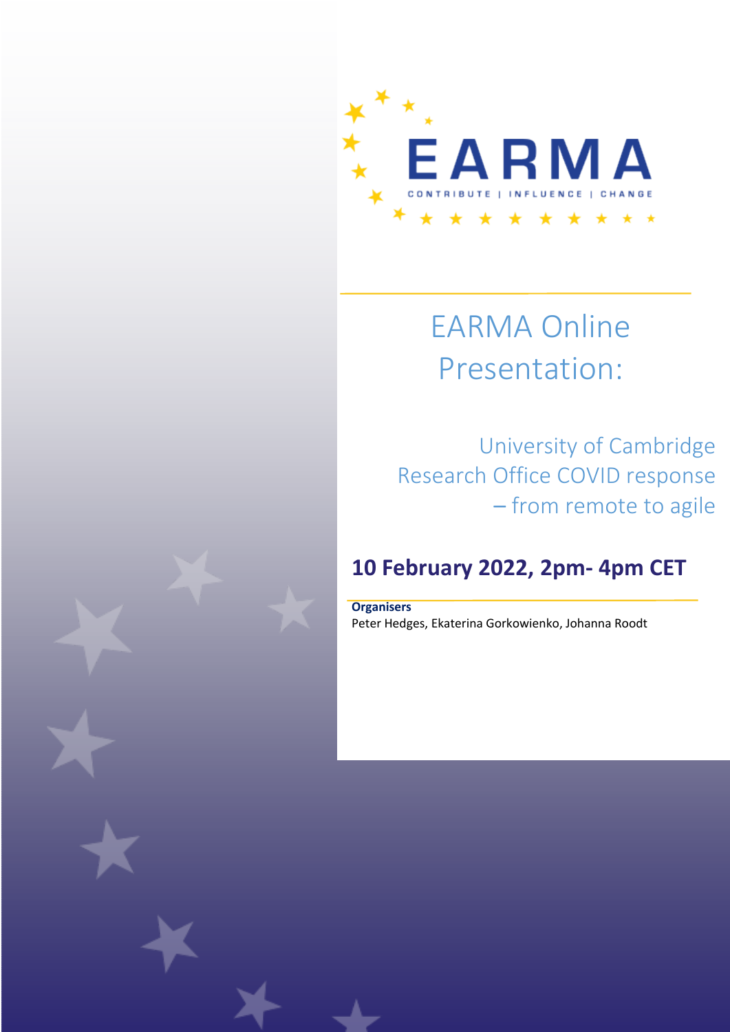EARMA

CONTRIBUTE | INFLUENCE | CHANGE

# EARMA Online Presentation:

## University of Cambridge Research Office COVID response – from remote to agile

**10 February 2022, 2pm- 4pm CET**

**Organisers**

Peter Hedges, Ekaterina Gorkowienko, Johanna Roodt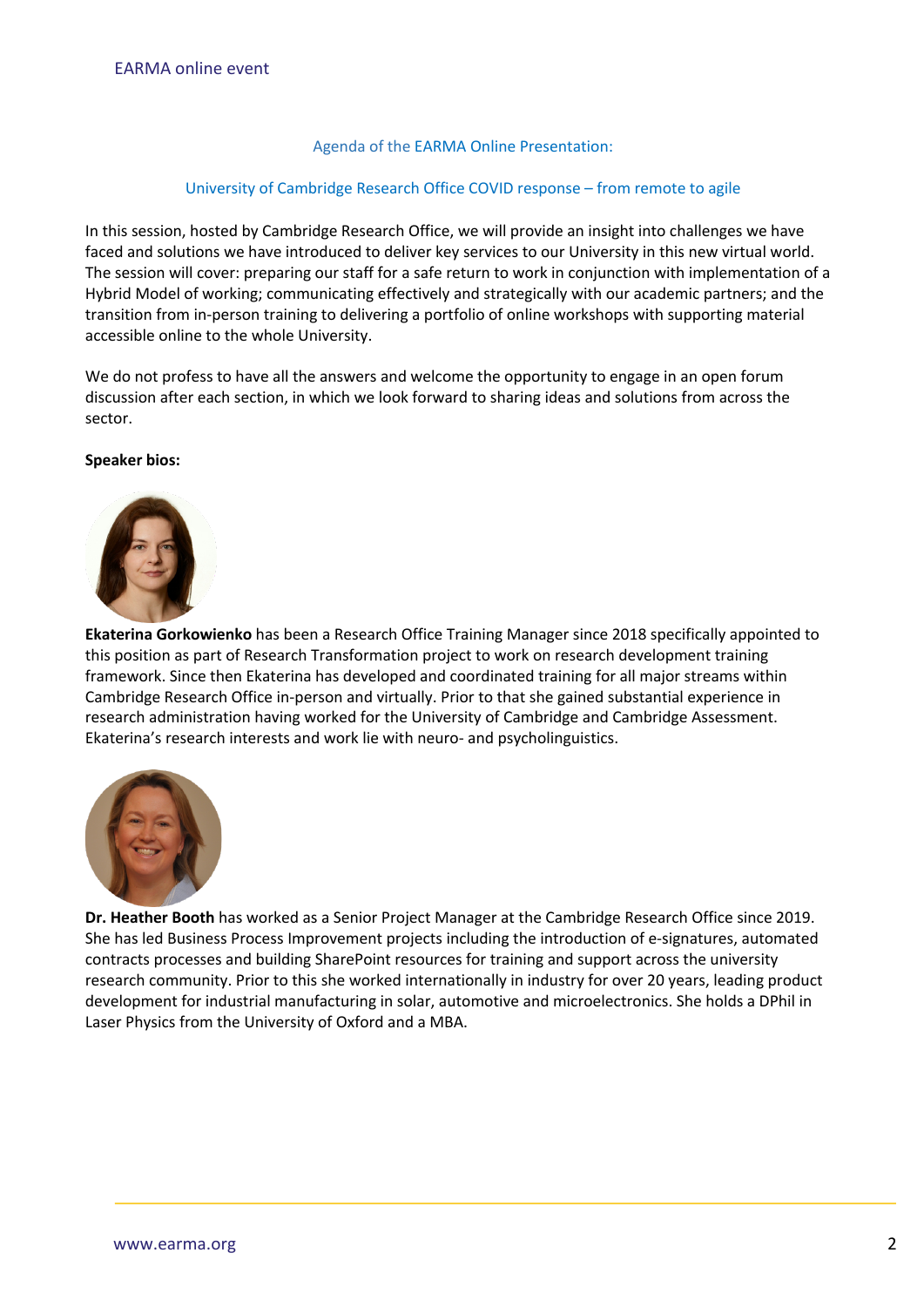## Agenda of the EARMA Online Presentation:

## University of Cambridge Research Office COVID response – from remote to agile

In this session, hosted by Cambridge Research Office, we will provide an insight into challenges we have faced and solutions we have introduced to deliver key services to our University in this new virtual world. The session will cover: preparing our staff for a safe return to work in conjunction with implementation of a Hybrid Model of working; communicating effectively and strategically with our academic partners; and the transition from in-person training to delivering a portfolio of online workshops with supporting material accessible online to the whole University.

We do not profess to have all the answers and welcome the opportunity to engage in an open forum discussion after each section, in which we look forward to sharing ideas and solutions from across the sector.

**Speaker bios:**

**Ekaterina Gorkowienko** has been a Research Office Training Manager since 2018 specifically appointed to this position as part of Research Transformation project to work on research development training framework. Since then Ekaterina has developed and coordinated training for all major streams within Cambridge Research Office in-person and virtually. Prior to that she gained substantial experience in research administration having worked for the University of Cambridge and Cambridge Assessment. Ekaterina's research interests and work lie with neuro- and psycholinguistics.

**Dr. Heather Booth** has worked as a Senior Project Manager at the Cambridge Research Office since 2019. She has led Business Process Improvement projects including the introduction of e-signatures, automated contracts processes and building SharePoint resources for training and support across the university research community. Prior to this she worked internationally in industry for over 20 years, leading product development for industrial manufacturing in solar, automotive and microelectronics. She holds a DPhil in Laser Physics from the University of Oxford and a MBA.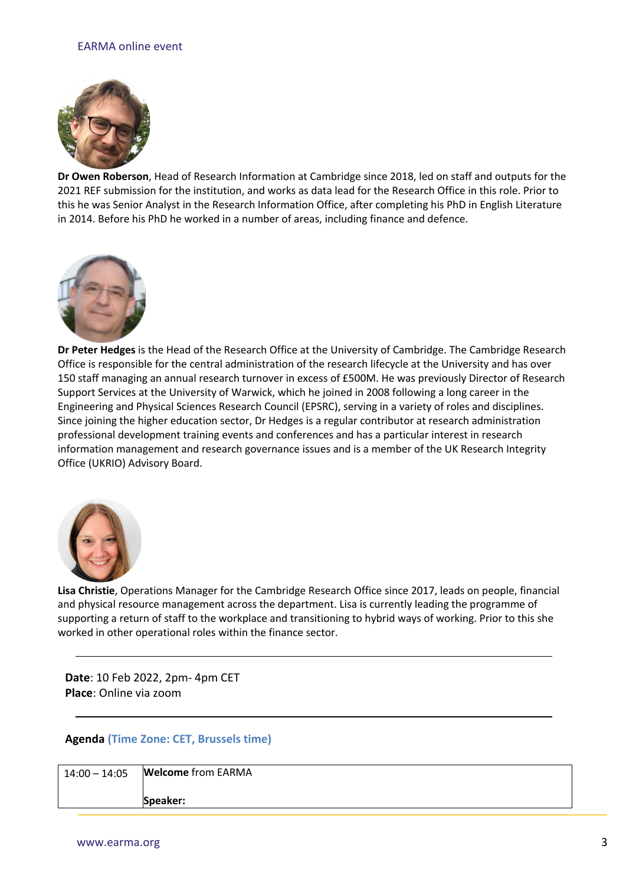**Dr Owen Roberson**, Head of Research Information at Cambridge since 2018, led on staff and outputs for the 2021 REF submission for the institution, and works as data lead for the Research Office in this role. Prior to this he was Senior Analyst in the Research Information Office, after completing his PhD in English Literature in 2014. Before his PhD he worked in a number of areas, including finance and defence.

**Dr Peter Hedges** is the Head of the Research Office at the University of Cambridge. The Cambridge Research Office is responsible for the central administration of the research lifecycle at the University and has over 150 staff managing an annual research turnover in excess of £500M. He was previously Director of Research Support Services at the University of Warwick, which he joined in 2008 following a long career in the Engineering and Physical Sciences Research Council (EPSRC), serving in a variety of roles and disciplines. Since joining the higher education sector, Dr Hedges is a regular contributor at research administration professional development training events and conferences and has a particular interest in research information management and research governance issues and is a member of the UK Research Integrity Office (UKRIO) Advisory Board.

**Lisa Christie**, Operations Manager for the Cambridge Research Office since 2017, leads on people, financial and physical resource management across the department. Lisa is currently leading the programme of supporting a return of staff to the workplace and transitioning to hybrid ways of working. Prior to this she worked in other operational roles within the finance sector.

---

**Date**: 10 Feb 2022, 2pm- 4pm CET
**Place**: Online via zoom

---

**Agenda** **(Time Zone: CET, Brussels time)**

| | |
|---|---|
| 14:00 – 14:05 | **Welcome** from EARMA<br><br>**Speaker:** |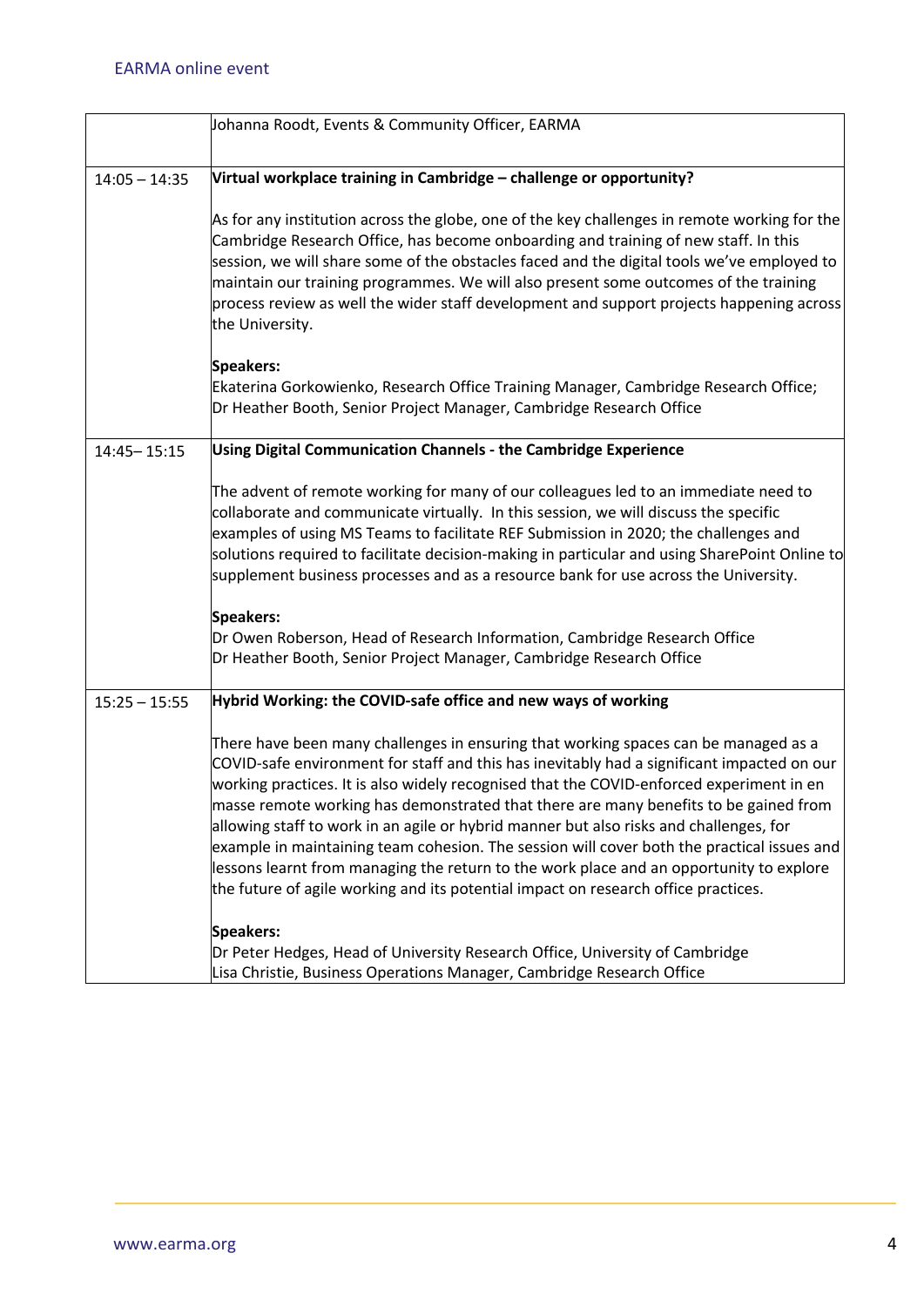| | |
|---|---|
| | Johanna Roodt, Events & Community Officer, EARMA |
| 14:05 – 14:35 | **Virtual workplace training in Cambridge – challenge or opportunity?**<br><br>As for any institution across the globe, one of the key challenges in remote working for the Cambridge Research Office, has become onboarding and training of new staff. In this session, we will share some of the obstacles faced and the digital tools we've employed to maintain our training programmes. We will also present some outcomes of the training process review as well the wider staff development and support projects happening across the University.<br><br>**Speakers:**<br>Ekaterina Gorkowienko, Research Office Training Manager, Cambridge Research Office;<br>Dr Heather Booth, Senior Project Manager, Cambridge Research Office |
| 14:45– 15:15 | **Using Digital Communication Channels - the Cambridge Experience**<br><br>The advent of remote working for many of our colleagues led to an immediate need to collaborate and communicate virtually. In this session, we will discuss the specific examples of using MS Teams to facilitate REF Submission in 2020; the challenges and solutions required to facilitate decision-making in particular and using SharePoint Online to supplement business processes and as a resource bank for use across the University.<br><br>**Speakers:**<br>Dr Owen Roberson, Head of Research Information, Cambridge Research Office<br>Dr Heather Booth, Senior Project Manager, Cambridge Research Office |
| 15:25 – 15:55 | **Hybrid Working: the COVID-safe office and new ways of working**<br><br>There have been many challenges in ensuring that working spaces can be managed as a COVID-safe environment for staff and this has inevitably had a significant impacted on our working practices. It is also widely recognised that the COVID-enforced experiment in en masse remote working has demonstrated that there are many benefits to be gained from allowing staff to work in an agile or hybrid manner but also risks and challenges, for example in maintaining team cohesion. The session will cover both the practical issues and lessons learnt from managing the return to the work place and an opportunity to explore the future of agile working and its potential impact on research office practices.<br><br>**Speakers:**<br>Dr Peter Hedges, Head of University Research Office, University of Cambridge<br>Lisa Christie, Business Operations Manager, Cambridge Research Office |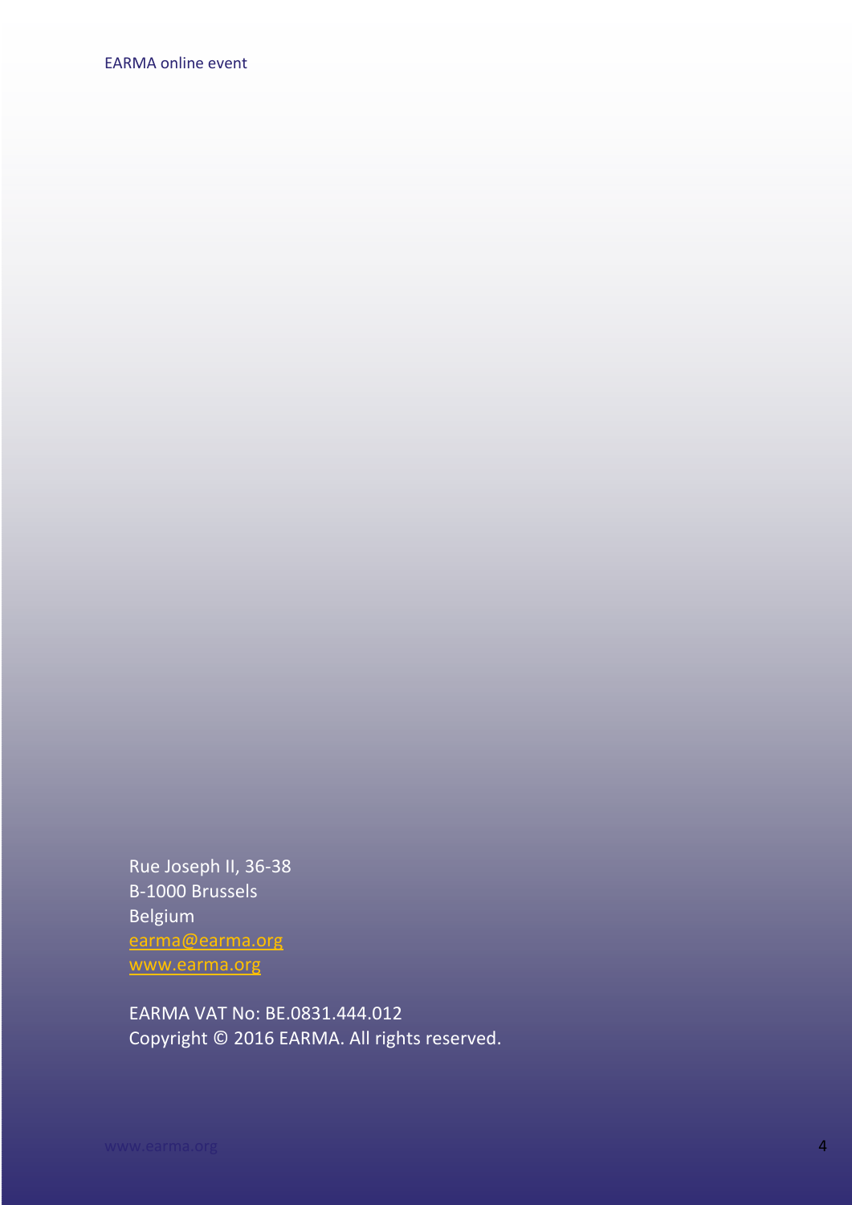Rue Joseph II, 36-38
B-1000 Brussels
Belgium
earma@earma.org
www.earma.org

EARMA VAT No: BE.0831.444.012
Copyright © 2016 EARMA. All rights reserved.